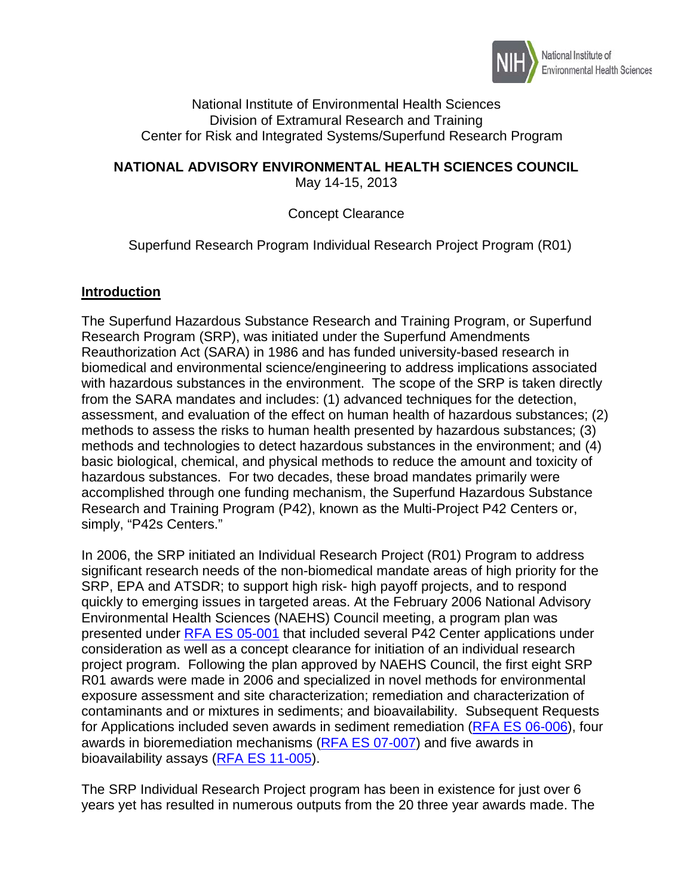National Institute of Environmental Health Sciences
Division of Extramural Research and Training
Center for Risk and Integrated Systems/Superfund Research Program

**NATIONAL ADVISORY ENVIRONMENTAL HEALTH SCIENCES COUNCIL**
May 14-15, 2013

Concept Clearance

Superfund Research Program Individual Research Project Program (R01)

## Introduction

The Superfund Hazardous Substance Research and Training Program, or Superfund Research Program (SRP), was initiated under the Superfund Amendments Reauthorization Act (SARA) in 1986 and has funded university-based research in biomedical and environmental science/engineering to address implications associated with hazardous substances in the environment. The scope of the SRP is taken directly from the SARA mandates and includes: (1) advanced techniques for the detection, assessment, and evaluation of the effect on human health of hazardous substances; (2) methods to assess the risks to human health presented by hazardous substances; (3) methods and technologies to detect hazardous substances in the environment; and (4) basic biological, chemical, and physical methods to reduce the amount and toxicity of hazardous substances. For two decades, these broad mandates primarily were accomplished through one funding mechanism, the Superfund Hazardous Substance Research and Training Program (P42), known as the Multi-Project P42 Centers or, simply, "P42s Centers."

In 2006, the SRP initiated an Individual Research Project (R01) Program to address significant research needs of the non-biomedical mandate areas of high priority for the SRP, EPA and ATSDR; to support high risk- high payoff projects, and to respond quickly to emerging issues in targeted areas. At the February 2006 National Advisory Environmental Health Sciences (NAEHS) Council meeting, a program plan was presented under RFA ES 05-001 that included several P42 Center applications under consideration as well as a concept clearance for initiation of an individual research project program. Following the plan approved by NAEHS Council, the first eight SRP R01 awards were made in 2006 and specialized in novel methods for environmental exposure assessment and site characterization; remediation and characterization of contaminants and or mixtures in sediments; and bioavailability. Subsequent Requests for Applications included seven awards in sediment remediation (RFA ES 06-006), four awards in bioremediation mechanisms (RFA ES 07-007) and five awards in bioavailability assays (RFA ES 11-005).

The SRP Individual Research Project program has been in existence for just over 6 years yet has resulted in numerous outputs from the 20 three year awards made. The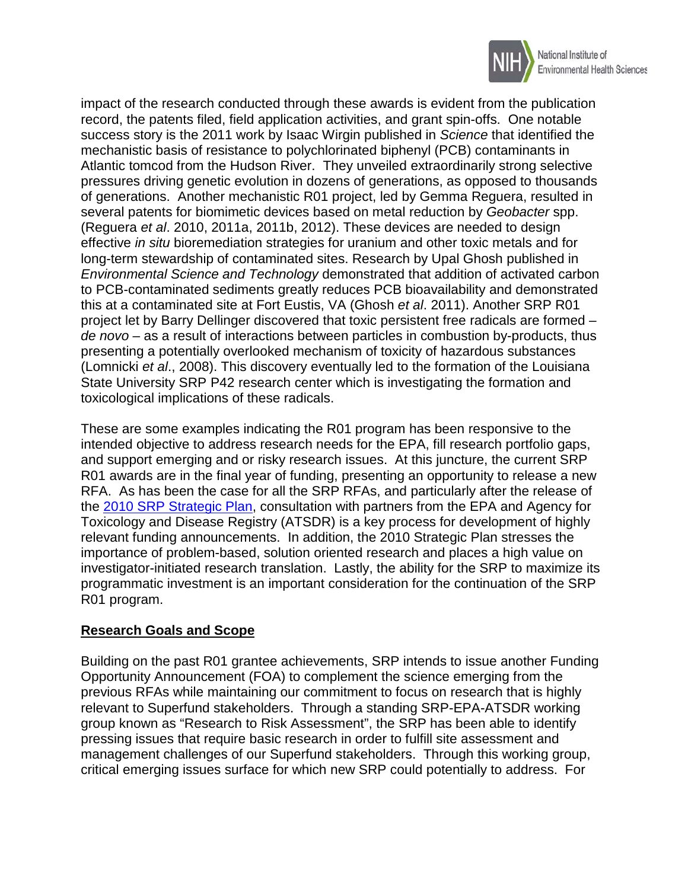impact of the research conducted through these awards is evident from the publication record, the patents filed, field application activities, and grant spin-offs. One notable success story is the 2011 work by Isaac Wirgin published in *Science* that identified the mechanistic basis of resistance to polychlorinated biphenyl (PCB) contaminants in Atlantic tomcod from the Hudson River. They unveiled extraordinarily strong selective pressures driving genetic evolution in dozens of generations, as opposed to thousands of generations. Another mechanistic R01 project, led by Gemma Reguera, resulted in several patents for biomimetic devices based on metal reduction by *Geobacter* spp. (Reguera *et al*. 2010, 2011a, 2011b, 2012). These devices are needed to design effective *in situ* bioremediation strategies for uranium and other toxic metals and for long-term stewardship of contaminated sites. Research by Upal Ghosh published in *Environmental Science and Technology* demonstrated that addition of activated carbon to PCB-contaminated sediments greatly reduces PCB bioavailability and demonstrated this at a contaminated site at Fort Eustis, VA (Ghosh *et al*. 2011). Another SRP R01 project let by Barry Dellinger discovered that toxic persistent free radicals are formed – *de novo* – as a result of interactions between particles in combustion by-products, thus presenting a potentially overlooked mechanism of toxicity of hazardous substances (Lomnicki *et al*., 2008). This discovery eventually led to the formation of the Louisiana State University SRP P42 research center which is investigating the formation and toxicological implications of these radicals.

These are some examples indicating the R01 program has been responsive to the intended objective to address research needs for the EPA, fill research portfolio gaps, and support emerging and or risky research issues. At this juncture, the current SRP R01 awards are in the final year of funding, presenting an opportunity to release a new RFA. As has been the case for all the SRP RFAs, and particularly after the release of the 2010 SRP Strategic Plan, consultation with partners from the EPA and Agency for Toxicology and Disease Registry (ATSDR) is a key process for development of highly relevant funding announcements. In addition, the 2010 Strategic Plan stresses the importance of problem-based, solution oriented research and places a high value on investigator-initiated research translation. Lastly, the ability for the SRP to maximize its programmatic investment is an important consideration for the continuation of the SRP R01 program.

## Research Goals and Scope

Building on the past R01 grantee achievements, SRP intends to issue another Funding Opportunity Announcement (FOA) to complement the science emerging from the previous RFAs while maintaining our commitment to focus on research that is highly relevant to Superfund stakeholders. Through a standing SRP-EPA-ATSDR working group known as "Research to Risk Assessment", the SRP has been able to identify pressing issues that require basic research in order to fulfill site assessment and management challenges of our Superfund stakeholders. Through this working group, critical emerging issues surface for which new SRP could potentially to address. For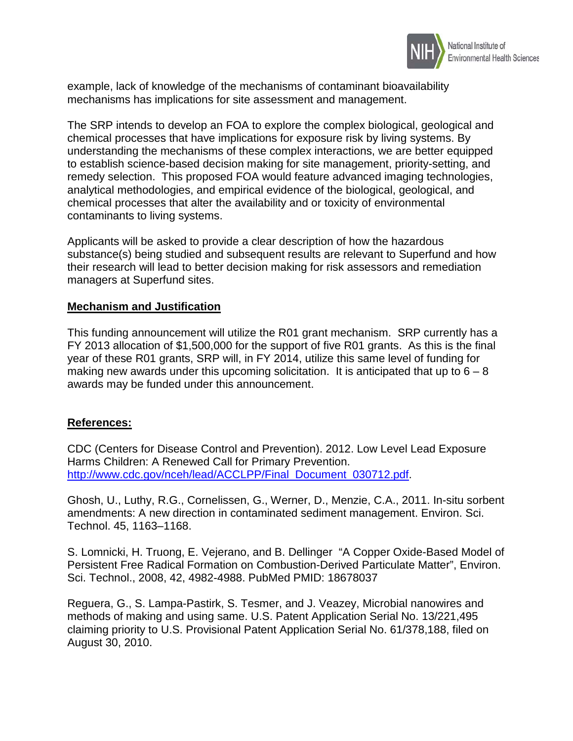example, lack of knowledge of the mechanisms of contaminant bioavailability mechanisms has implications for site assessment and management.

The SRP intends to develop an FOA to explore the complex biological, geological and chemical processes that have implications for exposure risk by living systems. By understanding the mechanisms of these complex interactions, we are better equipped to establish science-based decision making for site management, priority-setting, and remedy selection. This proposed FOA would feature advanced imaging technologies, analytical methodologies, and empirical evidence of the biological, geological, and chemical processes that alter the availability and or toxicity of environmental contaminants to living systems.

Applicants will be asked to provide a clear description of how the hazardous substance(s) being studied and subsequent results are relevant to Superfund and how their research will lead to better decision making for risk assessors and remediation managers at Superfund sites.

**Mechanism and Justification**

This funding announcement will utilize the R01 grant mechanism. SRP currently has a FY 2013 allocation of $1,500,000 for the support of five R01 grants. As this is the final year of these R01 grants, SRP will, in FY 2014, utilize this same level of funding for making new awards under this upcoming solicitation. It is anticipated that up to 6 – 8 awards may be funded under this announcement.

**References:**

CDC (Centers for Disease Control and Prevention). 2012. Low Level Lead Exposure Harms Children: A Renewed Call for Primary Prevention. [http://www.cdc.gov/nceh/lead/ACCLPP/Final_Document_030712.pdf](http://www.cdc.gov/nceh/lead/ACCLPP/Final_Document_030712.pdf).

Ghosh, U., Luthy, R.G., Cornelissen, G., Werner, D., Menzie, C.A., 2011. In-situ sorbent amendments: A new direction in contaminated sediment management. Environ. Sci. Technol. 45, 1163–1168.

S. Lomnicki, H. Truong, E. Vejerano, and B. Dellinger "A Copper Oxide-Based Model of Persistent Free Radical Formation on Combustion-Derived Particulate Matter", Environ. Sci. Technol., 2008, 42, 4982-4988. PubMed PMID: 18678037

Reguera, G., S. Lampa-Pastirk, S. Tesmer, and J. Veazey, Microbial nanowires and methods of making and using same. U.S. Patent Application Serial No. 13/221,495 claiming priority to U.S. Provisional Patent Application Serial No. 61/378,188, filed on August 30, 2010.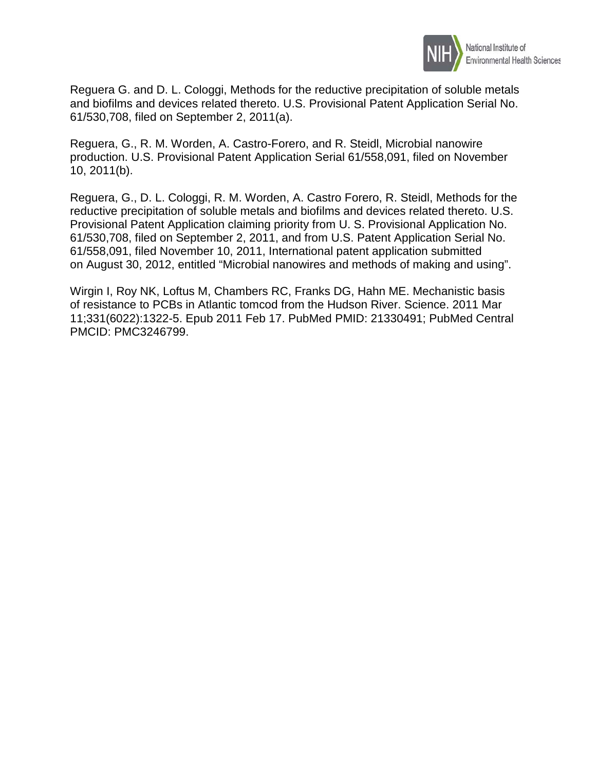Reguera G. and D. L. Cologgi, Methods for the reductive precipitation of soluble metals and biofilms and devices related thereto. U.S. Provisional Patent Application Serial No. 61/530,708, filed on September 2, 2011(a).

Reguera, G., R. M. Worden, A. Castro-Forero, and R. Steidl, Microbial nanowire production. U.S. Provisional Patent Application Serial 61/558,091, filed on November 10, 2011(b).

Reguera, G., D. L. Cologgi, R. M. Worden, A. Castro Forero, R. Steidl, Methods for the reductive precipitation of soluble metals and biofilms and devices related thereto. U.S. Provisional Patent Application claiming priority from U. S. Provisional Application No. 61/530,708, filed on September 2, 2011, and from U.S. Patent Application Serial No. 61/558,091, filed November 10, 2011, International patent application submitted on August 30, 2012, entitled "Microbial nanowires and methods of making and using".

Wirgin I, Roy NK, Loftus M, Chambers RC, Franks DG, Hahn ME. Mechanistic basis of resistance to PCBs in Atlantic tomcod from the Hudson River. Science. 2011 Mar 11;331(6022):1322-5. Epub 2011 Feb 17. PubMed PMID: 21330491; PubMed Central PMCID: PMC3246799.